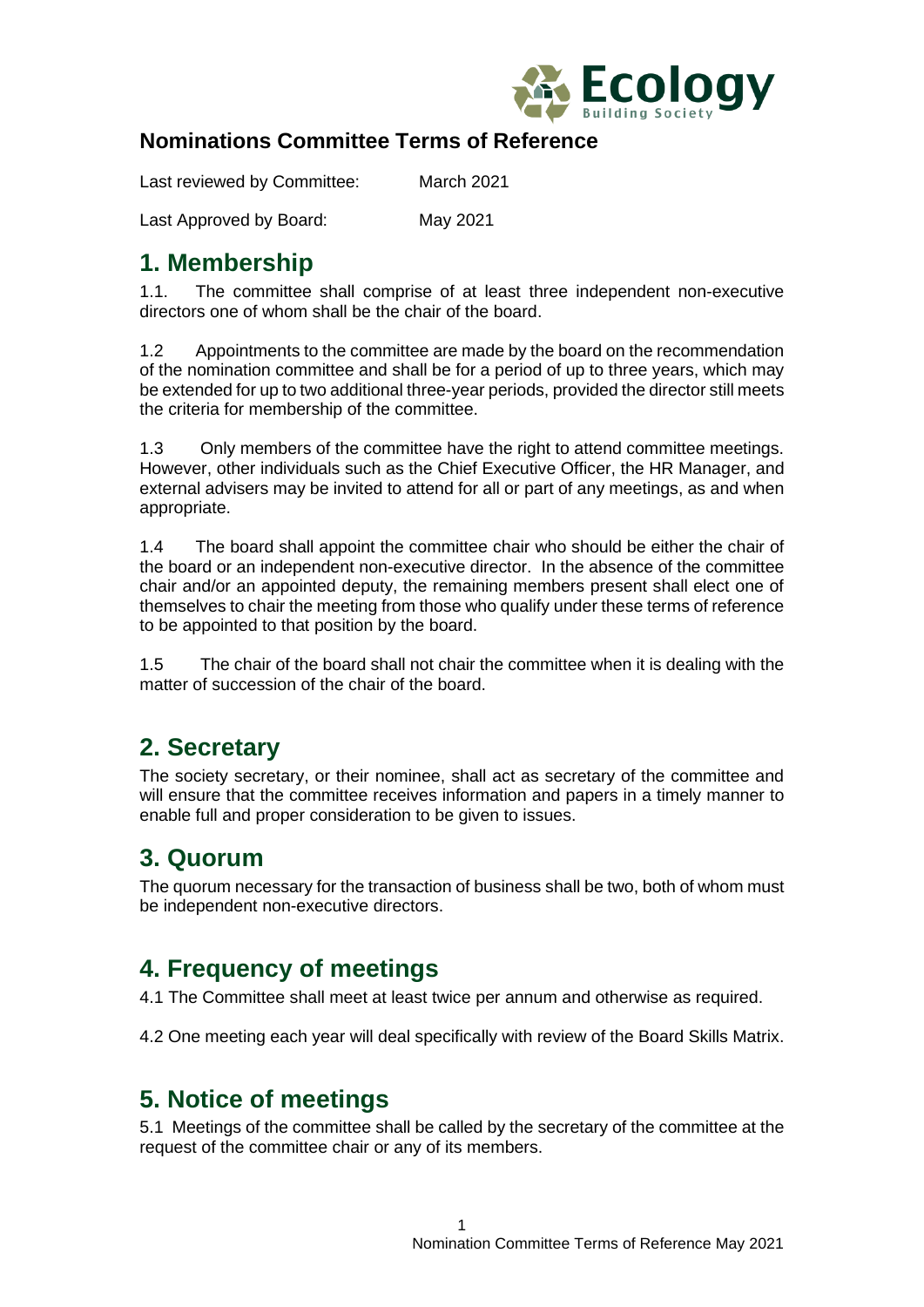## Nominations Committee Terms of Reference

Last reviewed by Committee: March 2021

Last Approved by Board: May 2021

# 1. Membership

1.1. The committee shall comprise of at least three independent non-executive directors one of whom shall be the chair of the board.

1.2 Appointments to the committee are made by the board on the recommendation of the nomination committee and shall be for a period of up to three years, which may be extended for up to two additional three-year periods, provided the director still meets the criteria for membership of the committee.

1.3 Only members of the committee have the right to attend committee meetings. However, other individuals such as the Chief Executive Officer, the HR Manager, and external advisers may be invited to attend for all or part of any meetings, as and when appropriate.

1.4 The board shall appoint the committee chair who should be either the chair of the board or an independent non-executive director. In the absence of the committee chair and/or an appointed deputy, the remaining members present shall elect one of themselves to chair the meeting from those who qualify under these terms of reference to be appointed to that position by the board.

1.5 The chair of the board shall not chair the committee when it is dealing with the matter of succession of the chair of the board.

# 2. Secretary

The society secretary, or their nominee, shall act as secretary of the committee and will ensure that the committee receives information and papers in a timely manner to enable full and proper consideration to be given to issues.

# 3. Quorum

The quorum necessary for the transaction of business shall be two, both of whom must be independent non-executive directors.

# 4. Frequency of meetings

4.1 The Committee shall meet at least twice per annum and otherwise as required.

4.2 One meeting each year will deal specifically with review of the Board Skills Matrix.

# 5. Notice of meetings

5.1 Meetings of the committee shall be called by the secretary of the committee at the request of the committee chair or any of its members.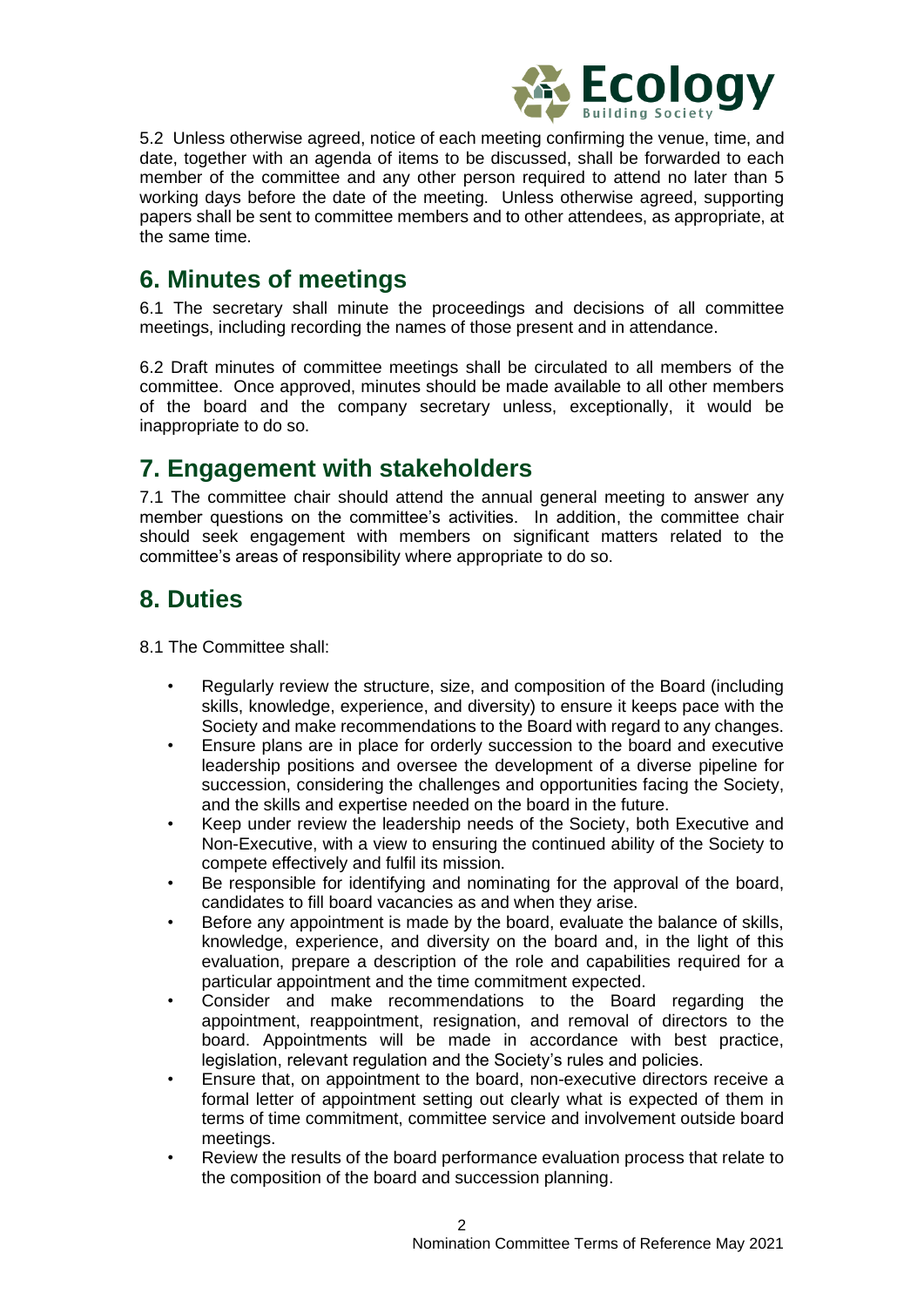5.2 Unless otherwise agreed, notice of each meeting confirming the venue, time, and date, together with an agenda of items to be discussed, shall be forwarded to each member of the committee and any other person required to attend no later than 5 working days before the date of the meeting. Unless otherwise agreed, supporting papers shall be sent to committee members and to other attendees, as appropriate, at the same time.

## 6. Minutes of meetings

6.1 The secretary shall minute the proceedings and decisions of all committee meetings, including recording the names of those present and in attendance.

6.2 Draft minutes of committee meetings shall be circulated to all members of the committee. Once approved, minutes should be made available to all other members of the board and the company secretary unless, exceptionally, it would be inappropriate to do so.

## 7. Engagement with stakeholders

7.1 The committee chair should attend the annual general meeting to answer any member questions on the committee's activities. In addition, the committee chair should seek engagement with members on significant matters related to the committee's areas of responsibility where appropriate to do so.

## 8. Duties

8.1 The Committee shall:

- Regularly review the structure, size, and composition of the Board (including skills, knowledge, experience, and diversity) to ensure it keeps pace with the Society and make recommendations to the Board with regard to any changes.
- Ensure plans are in place for orderly succession to the board and executive leadership positions and oversee the development of a diverse pipeline for succession, considering the challenges and opportunities facing the Society, and the skills and expertise needed on the board in the future.
- Keep under review the leadership needs of the Society, both Executive and Non-Executive, with a view to ensuring the continued ability of the Society to compete effectively and fulfil its mission.
- Be responsible for identifying and nominating for the approval of the board, candidates to fill board vacancies as and when they arise.
- Before any appointment is made by the board, evaluate the balance of skills, knowledge, experience, and diversity on the board and, in the light of this evaluation, prepare a description of the role and capabilities required for a particular appointment and the time commitment expected.
- Consider and make recommendations to the Board regarding the appointment, reappointment, resignation, and removal of directors to the board. Appointments will be made in accordance with best practice, legislation, relevant regulation and the Society's rules and policies.
- Ensure that, on appointment to the board, non-executive directors receive a formal letter of appointment setting out clearly what is expected of them in terms of time commitment, committee service and involvement outside board meetings.
- Review the results of the board performance evaluation process that relate to the composition of the board and succession planning.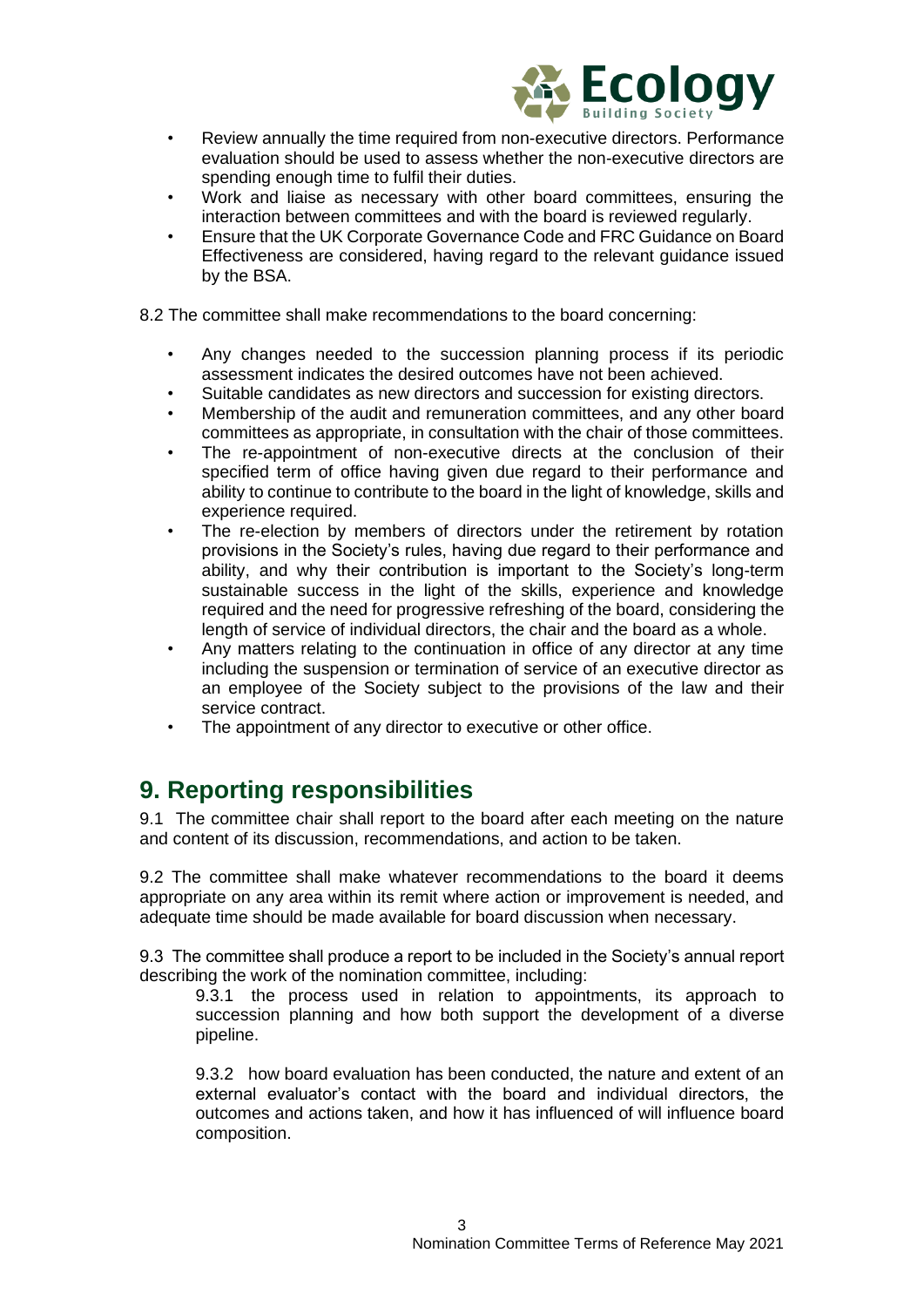- Review annually the time required from non-executive directors. Performance evaluation should be used to assess whether the non-executive directors are spending enough time to fulfil their duties.
- Work and liaise as necessary with other board committees, ensuring the interaction between committees and with the board is reviewed regularly.
- Ensure that the UK Corporate Governance Code and FRC Guidance on Board Effectiveness are considered, having regard to the relevant guidance issued by the BSA.

8.2 The committee shall make recommendations to the board concerning:

- Any changes needed to the succession planning process if its periodic assessment indicates the desired outcomes have not been achieved.
- Suitable candidates as new directors and succession for existing directors.
- Membership of the audit and remuneration committees, and any other board committees as appropriate, in consultation with the chair of those committees.
- The re-appointment of non-executive directs at the conclusion of their specified term of office having given due regard to their performance and ability to continue to contribute to the board in the light of knowledge, skills and experience required.
- The re-election by members of directors under the retirement by rotation provisions in the Society's rules, having due regard to their performance and ability, and why their contribution is important to the Society's long-term sustainable success in the light of the skills, experience and knowledge required and the need for progressive refreshing of the board, considering the length of service of individual directors, the chair and the board as a whole.
- Any matters relating to the continuation in office of any director at any time including the suspension or termination of service of an executive director as an employee of the Society subject to the provisions of the law and their service contract.
- The appointment of any director to executive or other office.

## 9. Reporting responsibilities

9.1 The committee chair shall report to the board after each meeting on the nature and content of its discussion, recommendations, and action to be taken.

9.2 The committee shall make whatever recommendations to the board it deems appropriate on any area within its remit where action or improvement is needed, and adequate time should be made available for board discussion when necessary.

9.3 The committee shall produce a report to be included in the Society's annual report describing the work of the nomination committee, including:

9.3.1 the process used in relation to appointments, its approach to succession planning and how both support the development of a diverse pipeline.

9.3.2 how board evaluation has been conducted, the nature and extent of an external evaluator's contact with the board and individual directors, the outcomes and actions taken, and how it has influenced of will influence board composition.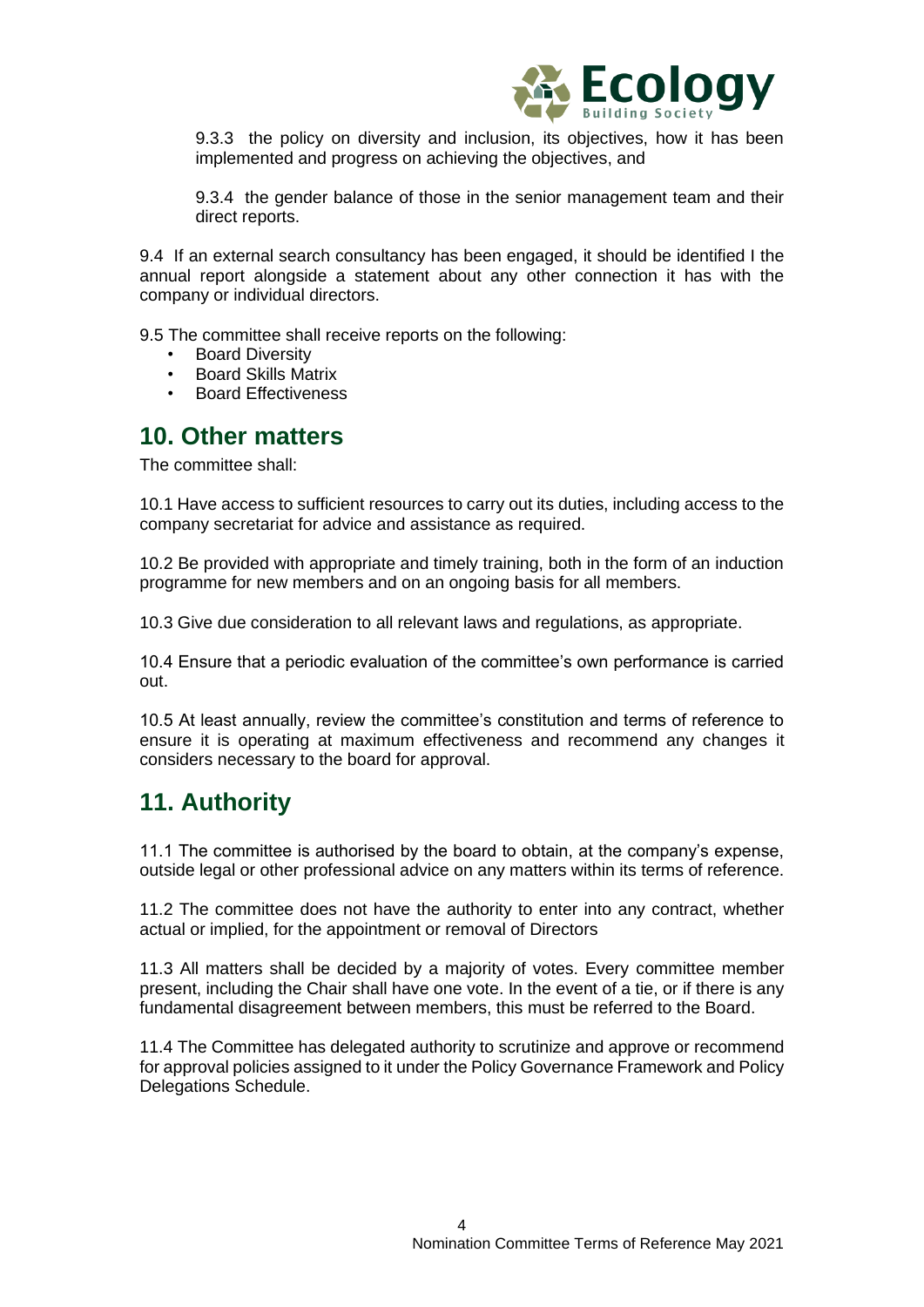9.3.3 the policy on diversity and inclusion, its objectives, how it has been implemented and progress on achieving the objectives, and

9.3.4 the gender balance of those in the senior management team and their direct reports.

9.4 If an external search consultancy has been engaged, it should be identified I the annual report alongside a statement about any other connection it has with the company or individual directors.

9.5 The committee shall receive reports on the following:

- Board Diversity
- Board Skills Matrix
- Board Effectiveness

## 10. Other matters

The committee shall:

10.1 Have access to sufficient resources to carry out its duties, including access to the company secretariat for advice and assistance as required.

10.2 Be provided with appropriate and timely training, both in the form of an induction programme for new members and on an ongoing basis for all members.

10.3 Give due consideration to all relevant laws and regulations, as appropriate.

10.4 Ensure that a periodic evaluation of the committee's own performance is carried out.

10.5 At least annually, review the committee's constitution and terms of reference to ensure it is operating at maximum effectiveness and recommend any changes it considers necessary to the board for approval.

## 11. Authority

11.1 The committee is authorised by the board to obtain, at the company's expense, outside legal or other professional advice on any matters within its terms of reference.

11.2 The committee does not have the authority to enter into any contract, whether actual or implied, for the appointment or removal of Directors

11.3 All matters shall be decided by a majority of votes. Every committee member present, including the Chair shall have one vote. In the event of a tie, or if there is any fundamental disagreement between members, this must be referred to the Board.

11.4 The Committee has delegated authority to scrutinize and approve or recommend for approval policies assigned to it under the Policy Governance Framework and Policy Delegations Schedule.